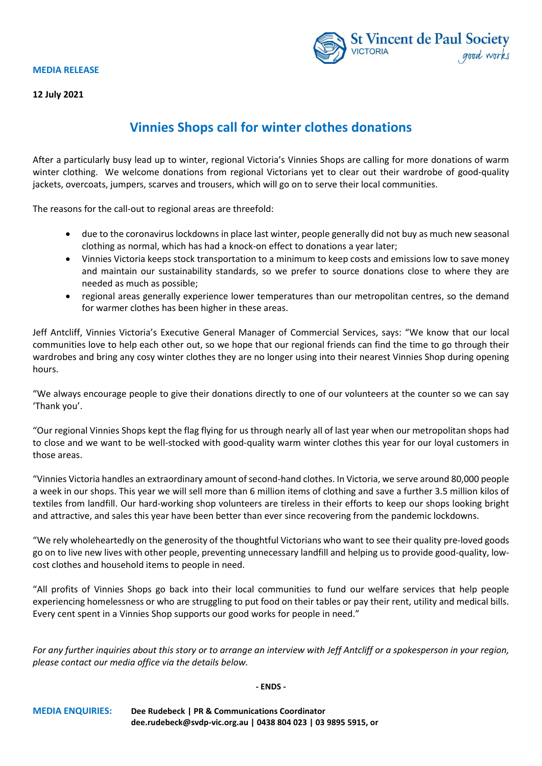**MEDIA RELEASE**

**12 July 2021**

# Vinnies Shops call for winter clothes donations

After a particularly busy lead up to winter, regional Victoria's Vinnies Shops are calling for more donations of warm winter clothing. We welcome donations from regional Victorians yet to clear out their wardrobe of good-quality jackets, overcoats, jumpers, scarves and trousers, which will go on to serve their local communities.

The reasons for the call-out to regional areas are threefold:

- due to the coronavirus lockdowns in place last winter, people generally did not buy as much new seasonal clothing as normal, which has had a knock-on effect to donations a year later;
- Vinnies Victoria keeps stock transportation to a minimum to keep costs and emissions low to save money and maintain our sustainability standards, so we prefer to source donations close to where they are needed as much as possible;
- regional areas generally experience lower temperatures than our metropolitan centres, so the demand for warmer clothes has been higher in these areas.

Jeff Antcliff, Vinnies Victoria's Executive General Manager of Commercial Services, says: "We know that our local communities love to help each other out, so we hope that our regional friends can find the time to go through their wardrobes and bring any cosy winter clothes they are no longer using into their nearest Vinnies Shop during opening hours.

"We always encourage people to give their donations directly to one of our volunteers at the counter so we can say 'Thank you'.

"Our regional Vinnies Shops kept the flag flying for us through nearly all of last year when our metropolitan shops had to close and we want to be well-stocked with good-quality warm winter clothes this year for our loyal customers in those areas.

"Vinnies Victoria handles an extraordinary amount of second-hand clothes. In Victoria, we serve around 80,000 people a week in our shops. This year we will sell more than 6 million items of clothing and save a further 3.5 million kilos of textiles from landfill. Our hard-working shop volunteers are tireless in their efforts to keep our shops looking bright and attractive, and sales this year have been better than ever since recovering from the pandemic lockdowns.

"We rely wholeheartedly on the generosity of the thoughtful Victorians who want to see their quality pre-loved goods go on to live new lives with other people, preventing unnecessary landfill and helping us to provide good-quality, low-cost clothes and household items to people in need.

"All profits of Vinnies Shops go back into their local communities to fund our welfare services that help people experiencing homelessness or who are struggling to put food on their tables or pay their rent, utility and medical bills. Every cent spent in a Vinnies Shop supports our good works for people in need."

*For any further inquiries about this story or to arrange an interview with Jeff Antcliff or a spokesperson in your region, please contact our media office via the details below.*

**- ENDS -**

**MEDIA ENQUIRIES:** **Dee Rudebeck | PR & Communications Coordinator**
**dee.rudebeck@svdp-vic.org.au | 0438 804 023 | 03 9895 5915, or**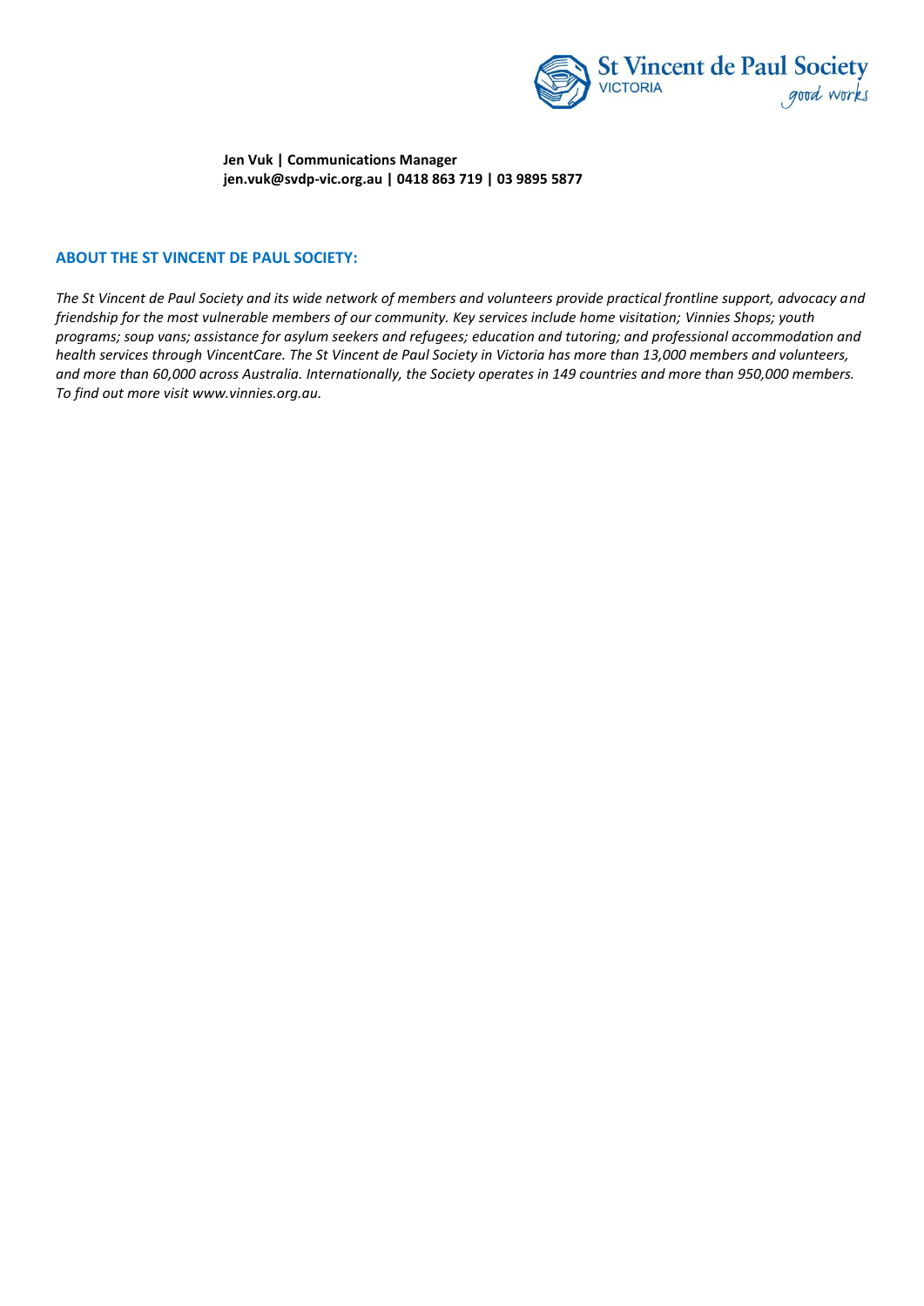**Jen Vuk | Communications Manager**
**jen.vuk@svdp-vic.org.au | 0418 863 719 | 03 9895 5877**

## ABOUT THE ST VINCENT DE PAUL SOCIETY:

*The St Vincent de Paul Society and its wide network of members and volunteers provide practical frontline support, advocacy and friendship for the most vulnerable members of our community. Key services include home visitation; Vinnies Shops; youth programs; soup vans; assistance for asylum seekers and refugees; education and tutoring; and professional accommodation and health services through VincentCare. The St Vincent de Paul Society in Victoria has more than 13,000 members and volunteers, and more than 60,000 across Australia. Internationally, the Society operates in 149 countries and more than 950,000 members. To find out more visit www.vinnies.org.au.*